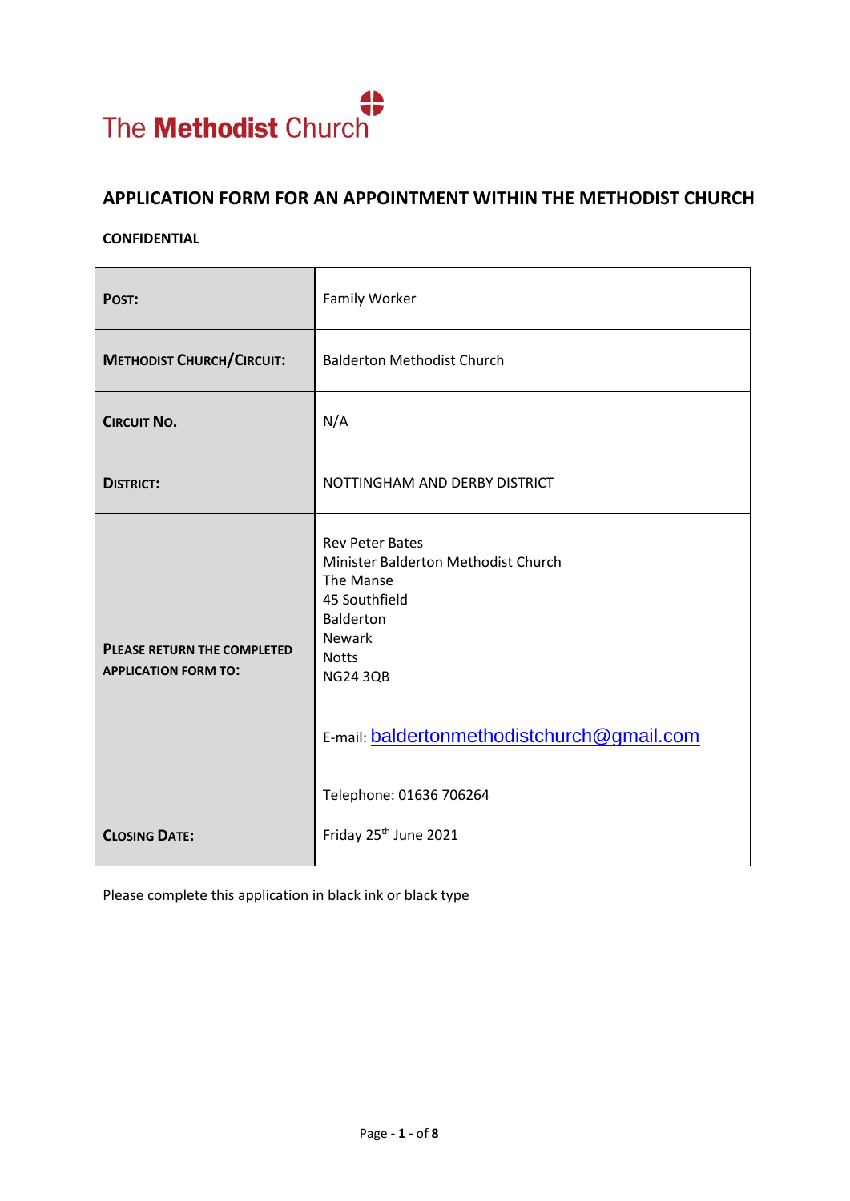The **Methodist** Church

## APPLICATION FORM FOR AN APPOINTMENT WITHIN THE METHODIST CHURCH

**CONFIDENTIAL**

| | |
|---|---|
| **POST:** | Family Worker |
| **METHODIST CHURCH/CIRCUIT:** | Balderton Methodist Church |
| **CIRCUIT NO.** | N/A |
| **DISTRICT:** | NOTTINGHAM AND DERBY DISTRICT |
| **PLEASE RETURN THE COMPLETED APPLICATION FORM TO:** | Rev Peter Bates<br>Minister Balderton Methodist Church<br>The Manse<br>45 Southfield<br>Balderton<br>Newark<br>Notts<br>NG24 3QB<br><br>E-mail: baldertonmethodistchurch@gmail.com<br><br>Telephone: 01636 706264 |
| **CLOSING DATE:** | Friday 25th June 2021 |

Please complete this application in black ink or black type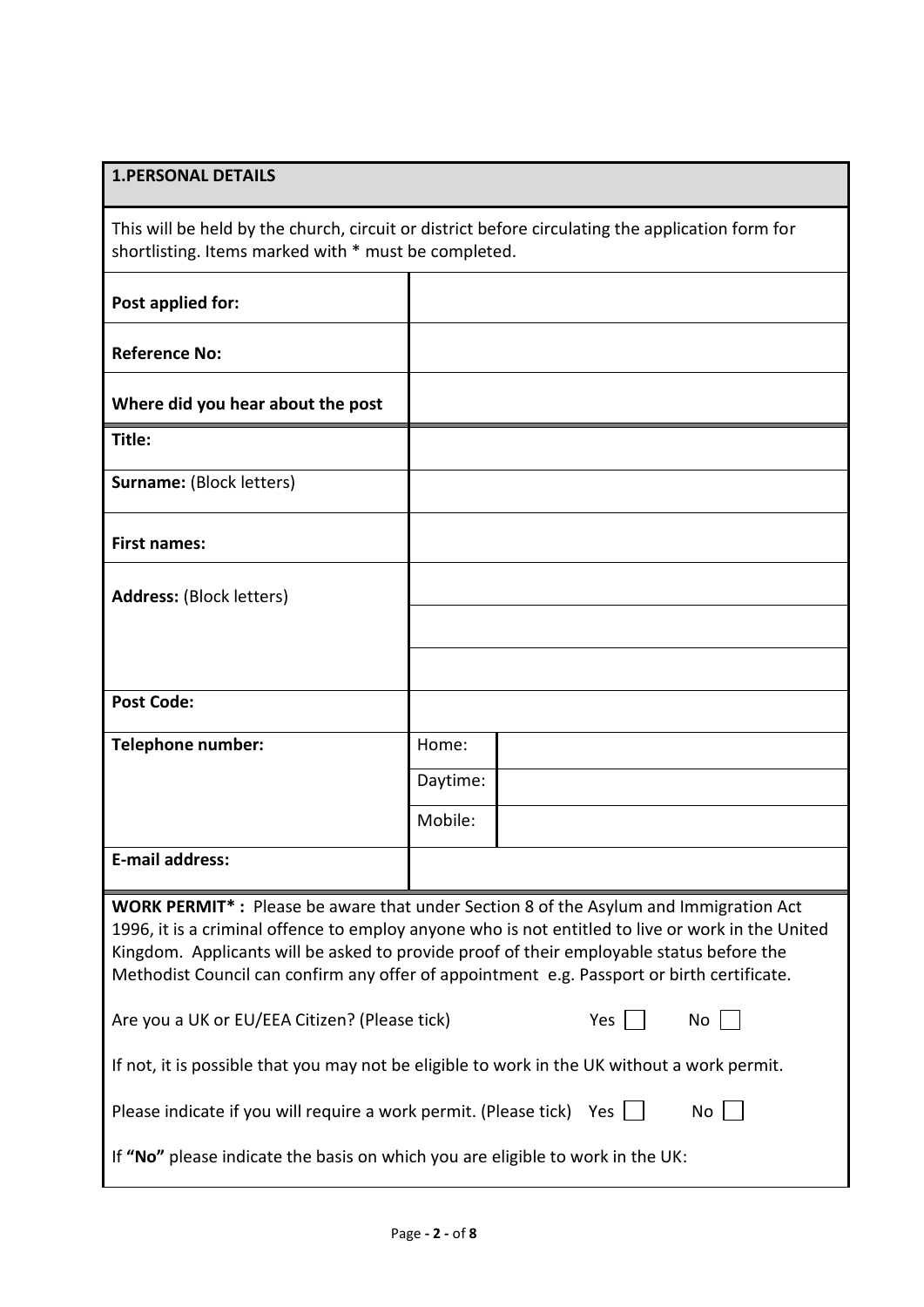## 1.PERSONAL DETAILS

This will be held by the church, circuit or district before circulating the application form for shortlisting. Items marked with * must be completed.

| | | |
|---|---|---|
| **Post applied for:** | | |
| **Reference No:** | | |
| **Where did you hear about the post** | | |
| **Title:** | | |
| **Surname:** (Block letters) | | |
| **First names:** | | |
| **Address:** (Block letters) | | |
| | | |
| | | |
| **Post Code:** | | |
| **Telephone number:** | Home: | |
| | Daytime: | |
| | Mobile: | |
| **E-mail address:** | | |

**WORK PERMIT* :** Please be aware that under Section 8 of the Asylum and Immigration Act 1996, it is a criminal offence to employ anyone who is not entitled to live or work in the United Kingdom. Applicants will be asked to provide proof of their employable status before the Methodist Council can confirm any offer of appointment e.g. Passport or birth certificate.

Are you a UK or EU/EEA Citizen? (Please tick) Yes ☐ No ☐

If not, it is possible that you may not be eligible to work in the UK without a work permit.

Please indicate if you will require a work permit. (Please tick) Yes ☐ No ☐

If **"No"** please indicate the basis on which you are eligible to work in the UK: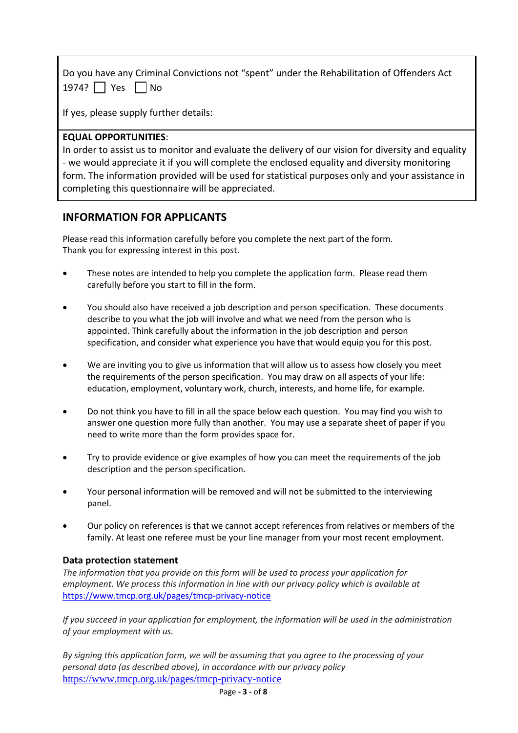Do you have any Criminal Convictions not "spent" under the Rehabilitation of Offenders Act 1974? ☐ Yes ☐ No

If yes, please supply further details:

**EQUAL OPPORTUNITIES**:
In order to assist us to monitor and evaluate the delivery of our vision for diversity and equality - we would appreciate it if you will complete the enclosed equality and diversity monitoring form. The information provided will be used for statistical purposes only and your assistance in completing this questionnaire will be appreciated.

## INFORMATION FOR APPLICANTS

Please read this information carefully before you complete the next part of the form.
Thank you for expressing interest in this post.

- These notes are intended to help you complete the application form. Please read them carefully before you start to fill in the form.
- You should also have received a job description and person specification. These documents describe to you what the job will involve and what we need from the person who is appointed. Think carefully about the information in the job description and person specification, and consider what experience you have that would equip you for this post.
- We are inviting you to give us information that will allow us to assess how closely you meet the requirements of the person specification. You may draw on all aspects of your life: education, employment, voluntary work, church, interests, and home life, for example.
- Do not think you have to fill in all the space below each question. You may find you wish to answer one question more fully than another. You may use a separate sheet of paper if you need to write more than the form provides space for.
- Try to provide evidence or give examples of how you can meet the requirements of the job description and the person specification.
- Your personal information will be removed and will not be submitted to the interviewing panel.
- Our policy on references is that we cannot accept references from relatives or members of the family. At least one referee must be your line manager from your most recent employment.

### Data protection statement

*The information that you provide on this form will be used to process your application for employment. We process this information in line with our privacy policy which is available at* https://www.tmcp.org.uk/pages/tmcp-privacy-notice

*If you succeed in your application for employment, the information will be used in the administration of your employment with us.*

*By signing this application form, we will be assuming that you agree to the processing of your personal data (as described above), in accordance with our privacy policy* https://www.tmcp.org.uk/pages/tmcp-privacy-notice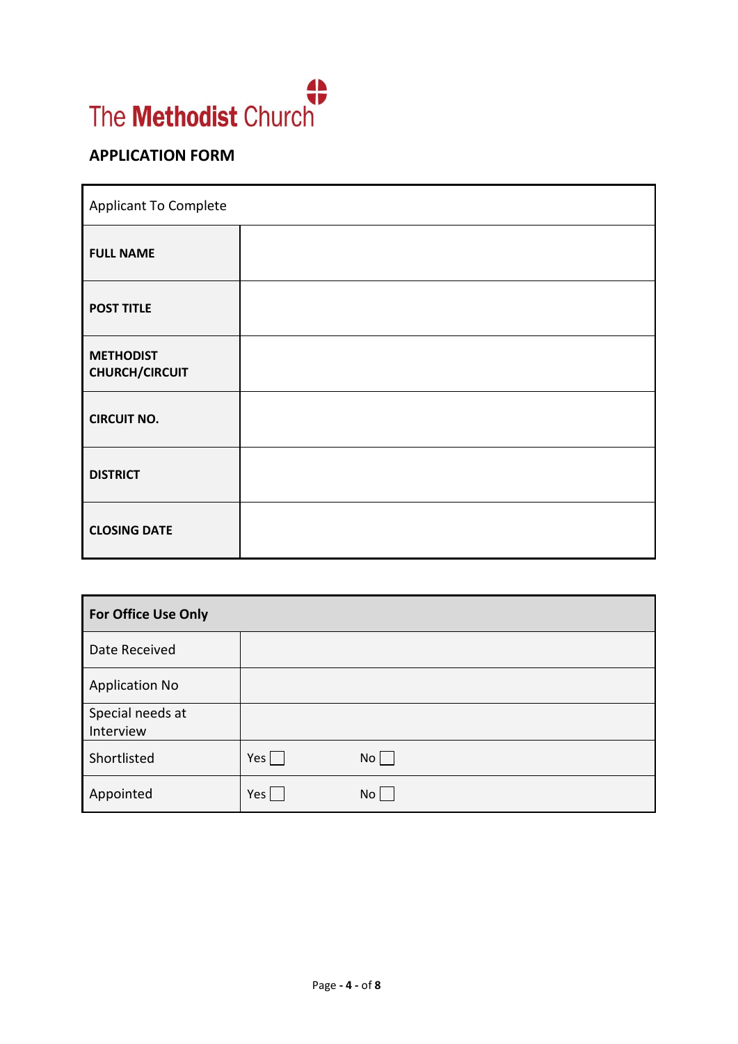The Methodist Church

## APPLICATION FORM

| Applicant To Complete | |
|---|---|
| **FULL NAME** | |
| **POST TITLE** | |
| **METHODIST CHURCH/CIRCUIT** | |
| **CIRCUIT NO.** | |
| **DISTRICT** | |
| **CLOSING DATE** | |

| **For Office Use Only** | | |
|---|---|---|
| Date Received | | |
| Application No | | |
| Special needs at Interview | | |
| Shortlisted | Yes ☐ | No ☐ |
| Appointed | Yes ☐ | No ☐ |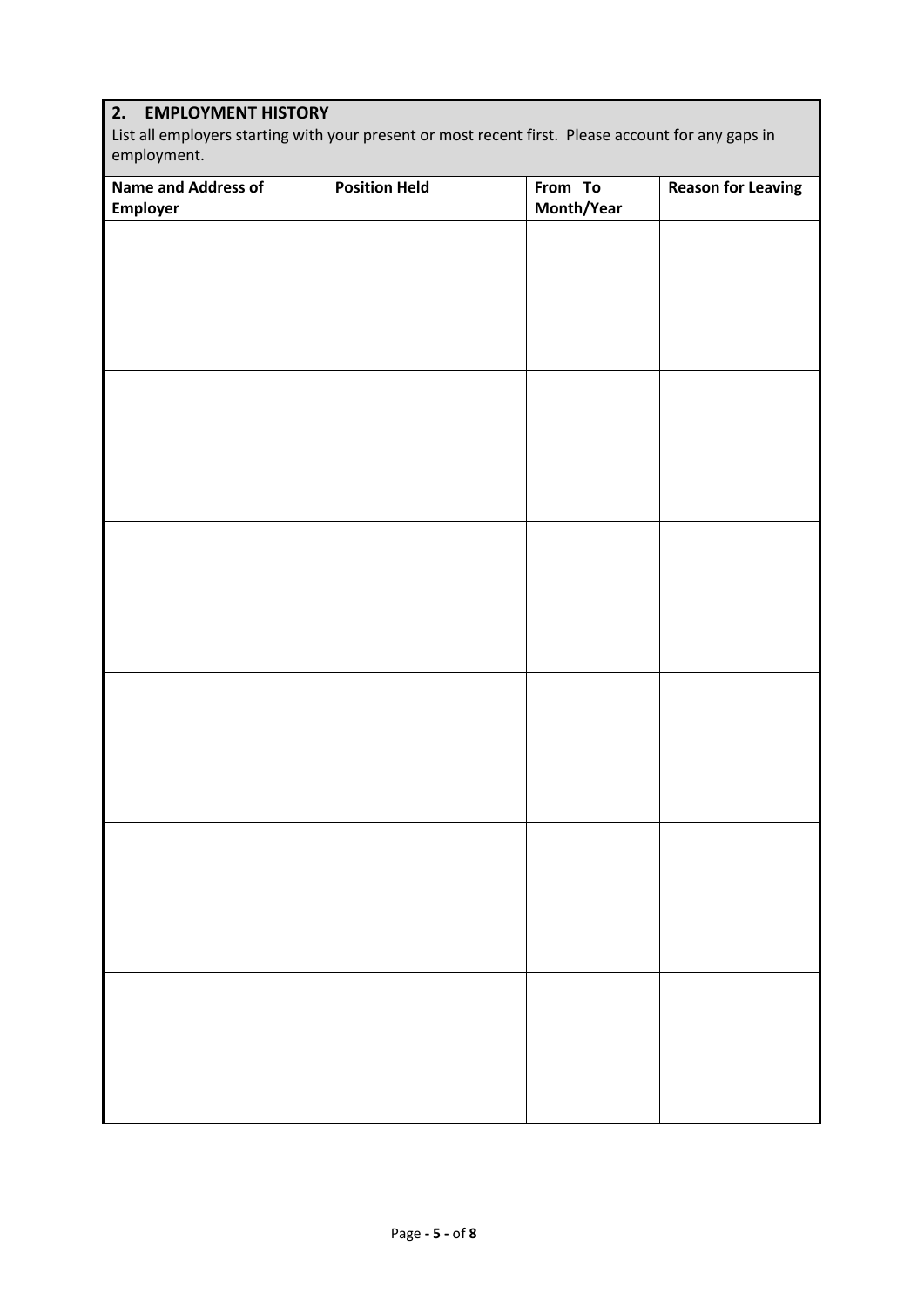## 2. EMPLOYMENT HISTORY

List all employers starting with your present or most recent first. Please account for any gaps in employment.

| Name and Address of Employer | Position Held | From To Month/Year | Reason for Leaving |
|---|---|---|---|
| | | | |
| | | | |
| | | | |
| | | | |
| | | | |
| | | | |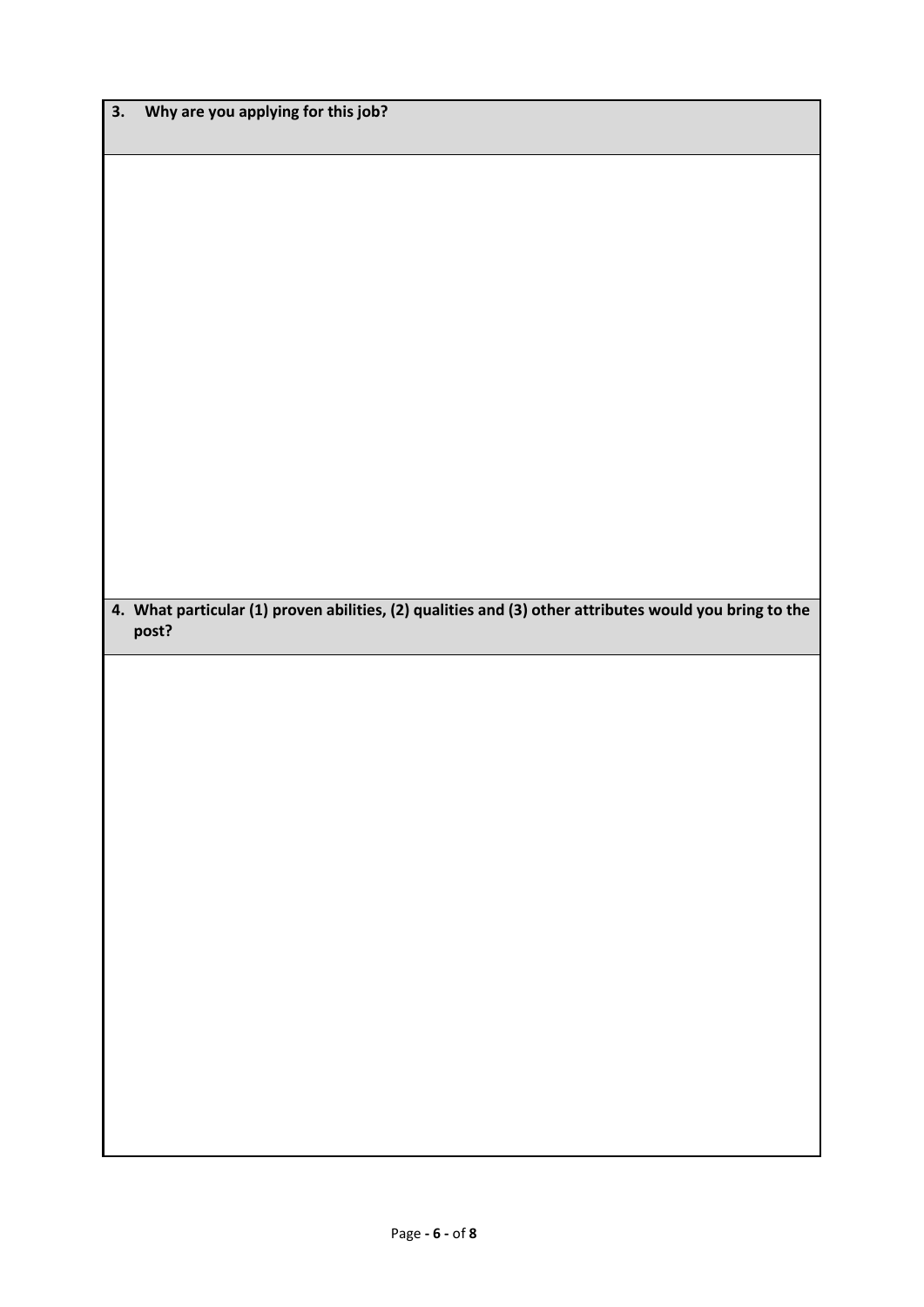| **3. Why are you applying for this job?** |
| --- |
| |

| **4. What particular (1) proven abilities, (2) qualities and (3) other attributes would you bring to the post?** |
| --- |
| |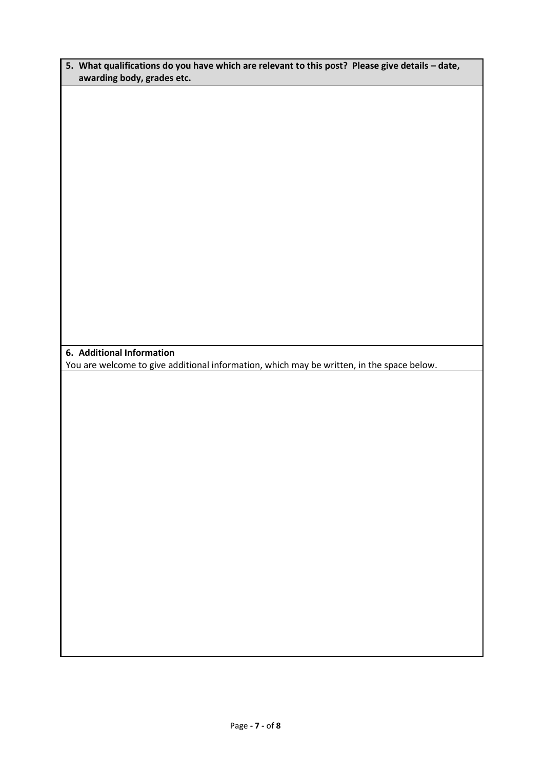**5. What qualifications do you have which are relevant to this post? Please give details – date, awarding body, grades etc.**

**6. Additional Information**

You are welcome to give additional information, which may be written, in the space below.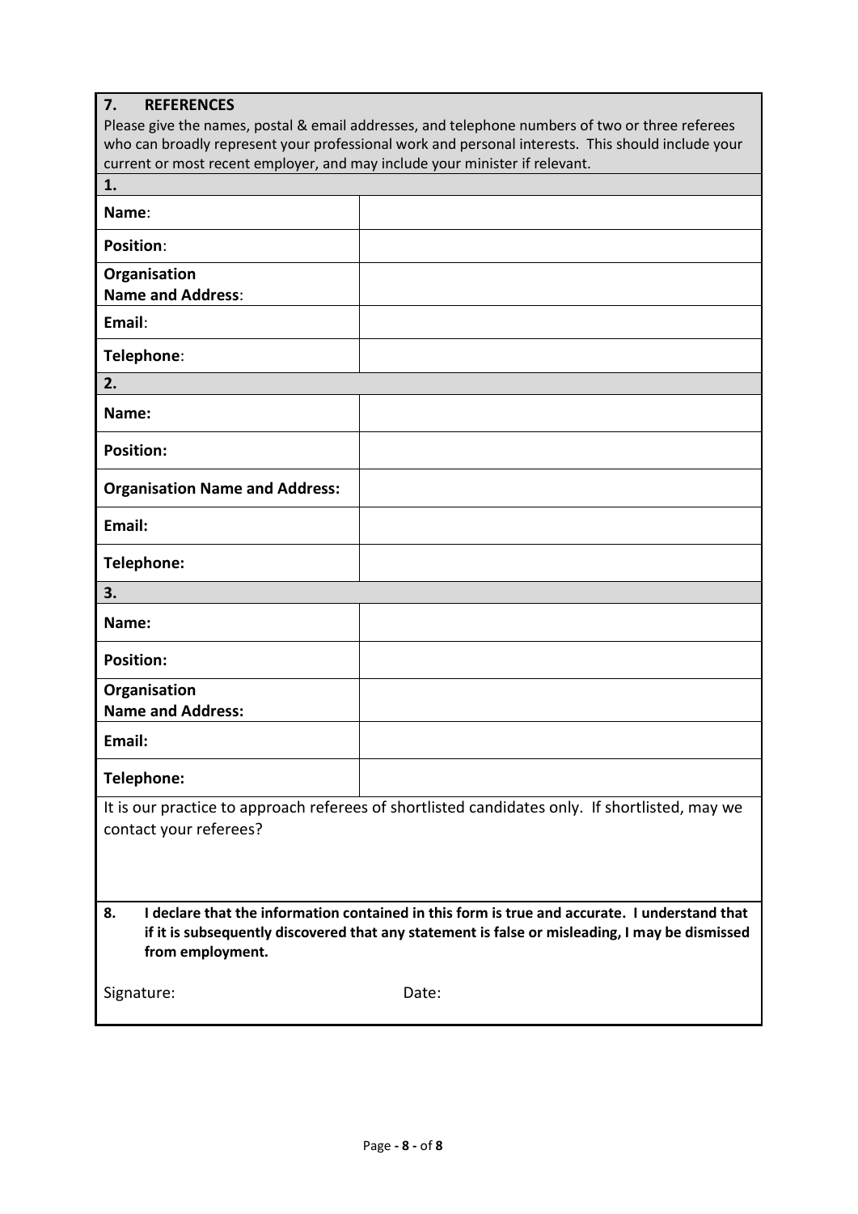## 7. REFERENCES

Please give the names, postal & email addresses, and telephone numbers of two or three referees who can broadly represent your professional work and personal interests. This should include your current or most recent employer, and may include your minister if relevant.

| | |
|---|---|
| **1.** | |
| **Name**: | |
| **Position**: | |
| **Organisation Name and Address**: | |
| **Email**: | |
| **Telephone**: | |
| **2.** | |
| **Name:** | |
| **Position:** | |
| **Organisation Name and Address:** | |
| **Email:** | |
| **Telephone:** | |
| **3.** | |
| **Name:** | |
| **Position:** | |
| **Organisation Name and Address:** | |
| **Email:** | |
| **Telephone:** | |

It is our practice to approach referees of shortlisted candidates only. If shortlisted, may we contact your referees?

**8. I declare that the information contained in this form is true and accurate. I understand that if it is subsequently discovered that any statement is false or misleading, I may be dismissed from employment.**

Signature: Date: